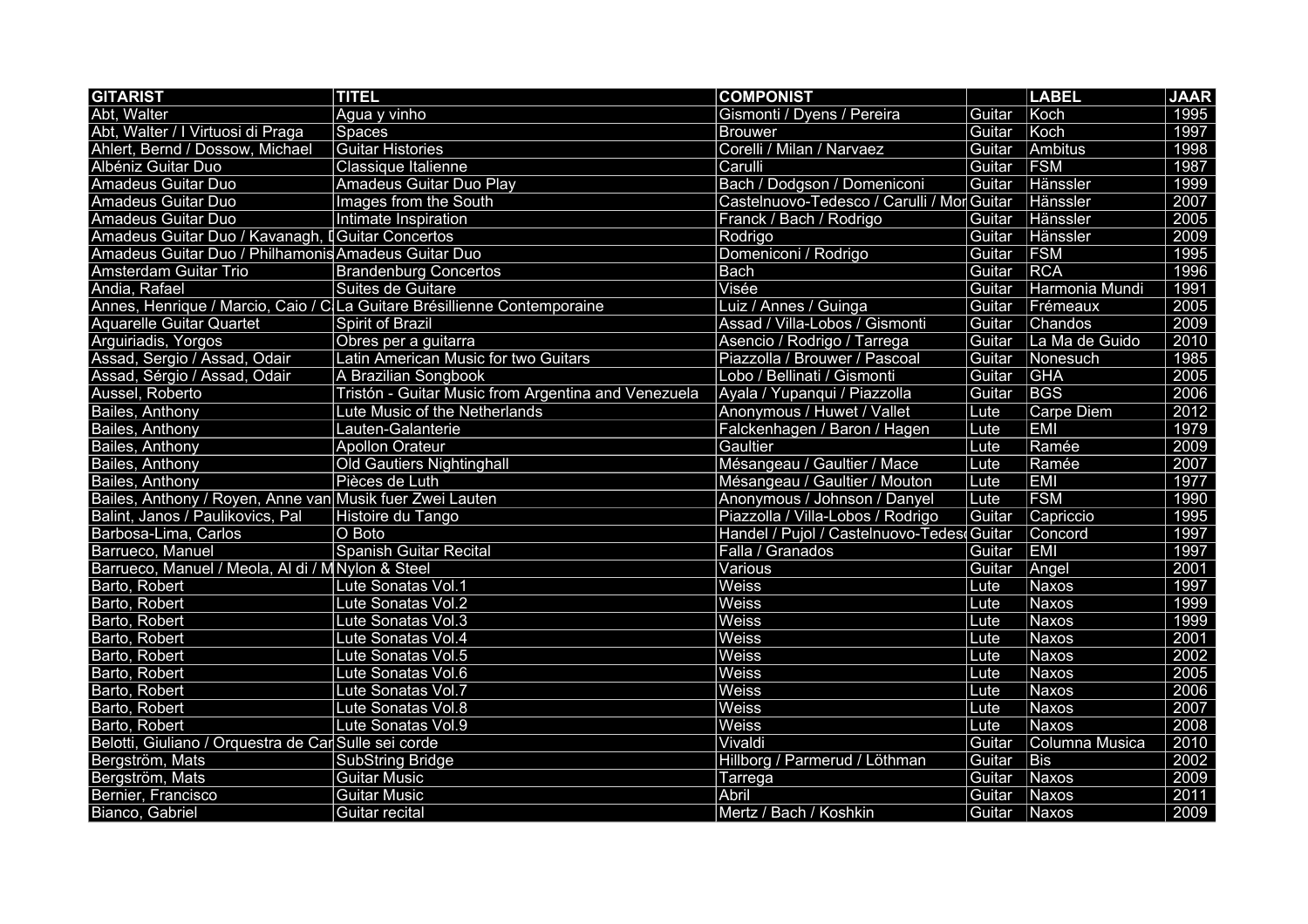| GITARIST | TITEL | COMPONIST | | LABEL | JAAR |
|---|---|---|---|---|---|
| Abt, Walter | Agua y vinho | Gismonti / Dyens / Pereira | Guitar | Koch | 1995 |
| Abt, Walter / I Virtuosi di Praga | Spaces | Brouwer | Guitar | Koch | 1997 |
| Ahlert, Bernd / Dossow, Michael | Guitar Histories | Corelli / Milan / Narvaez | Guitar | Ambitus | 1998 |
| Albéniz Guitar Duo | Classique Italienne | Carulli | Guitar | FSM | 1987 |
| Amadeus Guitar Duo | Amadeus Guitar Duo Play | Bach / Dodgson / Domeniconi | Guitar | Hänssler | 1999 |
| Amadeus Guitar Duo | Images from the South | Castelnuovo-Tedesco / Carulli / Mor | Guitar | Hänssler | 2007 |
| Amadeus Guitar Duo | Intimate Inspiration | Franck / Bach / Rodrigo | Guitar | Hänssler | 2005 |
| Amadeus Guitar Duo / Kavanagh, I | Guitar Concertos | Rodrigo | Guitar | Hänssler | 2009 |
| Amadeus Guitar Duo / Philhamonis | Amadeus Guitar Duo | Domeniconi / Rodrigo | Guitar | FSM | 1995 |
| Amsterdam Guitar Trio | Brandenburg Concertos | Bach | Guitar | RCA | 1996 |
| Andia, Rafael | Suites de Guitare | Visée | Guitar | Harmonia Mundi | 1991 |
| Annes, Henrique / Marcio, Caio / C | La Guitare Brésillienne Contemporaine | Luiz / Annes / Guinga | Guitar | Frémeaux | 2005 |
| Aquarelle Guitar Quartet | Spirit of Brazil | Assad / Villa-Lobos / Gismonti | Guitar | Chandos | 2009 |
| Arguiriadis, Yorgos | Obres per a guitarra | Asencio / Rodrigo / Tarrega | Guitar | La Ma de Guido | 2010 |
| Assad, Sergio / Assad, Odair | Latin American Music for two Guitars | Piazzolla / Brouwer / Pascoal | Guitar | Nonesuch | 1985 |
| Assad, Sérgio / Assad, Odair | A Brazilian Songbook | Lobo / Bellinati / Gismonti | Guitar | GHA | 2005 |
| Aussel, Roberto | Tristón - Guitar Music from Argentina and Venezuela | Ayala / Yupanqui / Piazzolla | Guitar | BGS | 2006 |
| Bailes, Anthony | Lute Music of the Netherlands | Anonymous / Huwet / Vallet | Lute | Carpe Diem | 2012 |
| Bailes, Anthony | Lauten-Galanterie | Falckenhagen / Baron / Hagen | Lute | EMI | 1979 |
| Bailes, Anthony | Apollon Orateur | Gaultier | Lute | Ramée | 2009 |
| Bailes, Anthony | Old Gautiers Nightinghall | Mésangeau / Gaultier / Mace | Lute | Ramée | 2007 |
| Bailes, Anthony | Pièces de Luth | Mésangeau / Gaultier / Mouton | Lute | EMI | 1977 |
| Bailes, Anthony / Royen, Anne van | Musik fuer Zwei Lauten | Anonymous / Johnson / Danyel | Lute | FSM | 1990 |
| Balint, Janos / Paulikovics, Pal | Histoire du Tango | Piazzolla / Villa-Lobos / Rodrigo | Guitar | Capriccio | 1995 |
| Barbosa-Lima, Carlos | O Boto | Handel / Pujol / Castelnuovo-Tedes | Guitar | Concord | 1997 |
| Barrueco, Manuel | Spanish Guitar Recital | Falla / Granados | Guitar | EMI | 1997 |
| Barrueco, Manuel / Meola, Al di / M | Nylon & Steel | Various | Guitar | Angel | 2001 |
| Barto, Robert | Lute Sonatas Vol.1 | Weiss | Lute | Naxos | 1997 |
| Barto, Robert | Lute Sonatas Vol.2 | Weiss | Lute | Naxos | 1999 |
| Barto, Robert | Lute Sonatas Vol.3 | Weiss | Lute | Naxos | 1999 |
| Barto, Robert | Lute Sonatas Vol.4 | Weiss | Lute | Naxos | 2001 |
| Barto, Robert | Lute Sonatas Vol.5 | Weiss | Lute | Naxos | 2002 |
| Barto, Robert | Lute Sonatas Vol.6 | Weiss | Lute | Naxos | 2005 |
| Barto, Robert | Lute Sonatas Vol.7 | Weiss | Lute | Naxos | 2006 |
| Barto, Robert | Lute Sonatas Vol.8 | Weiss | Lute | Naxos | 2007 |
| Barto, Robert | Lute Sonatas Vol.9 | Weiss | Lute | Naxos | 2008 |
| Belotti, Giuliano / Orquestra de Car | Sulle sei corde | Vivaldi | Guitar | Columna Musica | 2010 |
| Bergström, Mats | SubString Bridge | Hillborg / Parmerud / Löthman | Guitar | Bis | 2002 |
| Bergström, Mats | Guitar Music | Tarrega | Guitar | Naxos | 2009 |
| Bernier, Francisco | Guitar Music | Abril | Guitar | Naxos | 2011 |
| Bianco, Gabriel | Guitar recital | Mertz / Bach / Koshkin | Guitar | Naxos | 2009 |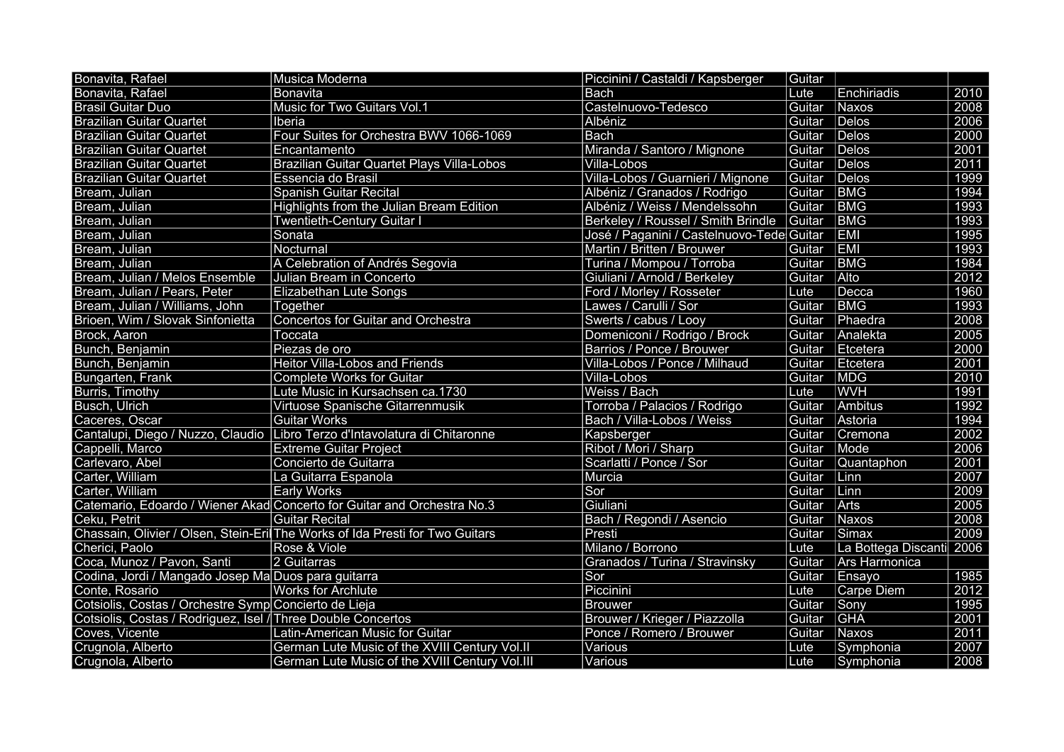| | | | | | |
|---|---|---|---|---|---|
| Bonavita, Rafael | Musica Moderna | Piccinini / Castaldi / Kapsberger | Guitar | | |
| Bonavita, Rafael | Bonavita | Bach | Lute | Enchiriadis | 2010 |
| Brasil Guitar Duo | Music for Two Guitars Vol.1 | Castelnuovo-Tedesco | Guitar | Naxos | 2008 |
| Brazilian Guitar Quartet | Iberia | Albéniz | Guitar | Delos | 2006 |
| Brazilian Guitar Quartet | Four Suites for Orchestra BWV 1066-1069 | Bach | Guitar | Delos | 2000 |
| Brazilian Guitar Quartet | Encantamento | Miranda / Santoro / Mignone | Guitar | Delos | 2001 |
| Brazilian Guitar Quartet | Brazilian Guitar Quartet Plays Villa-Lobos | Villa-Lobos | Guitar | Delos | 2011 |
| Brazilian Guitar Quartet | Essencia do Brasil | Villa-Lobos / Guarnieri / Mignone | Guitar | Delos | 1999 |
| Bream, Julian | Spanish Guitar Recital | Albéniz / Granados / Rodrigo | Guitar | BMG | 1994 |
| Bream, Julian | Highlights from the Julian Bream Edition | Albéniz / Weiss / Mendelssohn | Guitar | BMG | 1993 |
| Bream, Julian | Twentieth-Century Guitar I | Berkeley / Roussel / Smith Brindle | Guitar | BMG | 1993 |
| Bream, Julian | Sonata | José / Paganini / Castelnuovo-Tede | Guitar | EMI | 1995 |
| Bream, Julian | Nocturnal | Martin / Britten / Brouwer | Guitar | EMI | 1993 |
| Bream, Julian | A Celebration of Andrés Segovia | Turina / Mompou / Torroba | Guitar | BMG | 1984 |
| Bream, Julian / Melos Ensemble | Julian Bream in Concerto | Giuliani / Arnold / Berkeley | Guitar | Alto | 2012 |
| Bream, Julian / Pears, Peter | Elizabethan Lute Songs | Ford / Morley / Rosseter | Lute | Decca | 1960 |
| Bream, Julian / Williams, John | Together | Lawes / Carulli / Sor | Guitar | BMG | 1993 |
| Brioen, Wim / Slovak Sinfonietta | Concertos for Guitar and Orchestra | Swerts / cabus / Looy | Guitar | Phaedra | 2008 |
| Brock, Aaron | Toccata | Domeniconi / Rodrigo / Brock | Guitar | Analekta | 2005 |
| Bunch, Benjamin | Piezas de oro | Barrios / Ponce / Brouwer | Guitar | Etcetera | 2000 |
| Bunch, Benjamin | Heitor Villa-Lobos and Friends | Villa-Lobos / Ponce / Milhaud | Guitar | Etcetera | 2001 |
| Bungarten, Frank | Complete Works for Guitar | Villa-Lobos | Guitar | MDG | 2010 |
| Burris, Timothy | Lute Music in Kursachsen ca.1730 | Weiss / Bach | Lute | WVH | 1991 |
| Busch, Ulrich | Virtuose Spanische Gitarrenmusik | Torroba / Palacios / Rodrigo | Guitar | Ambitus | 1992 |
| Caceres, Oscar | Guitar Works | Bach / Villa-Lobos / Weiss | Guitar | Astoria | 1994 |
| Cantalupi, Diego / Nuzzo, Claudio | Libro Terzo d'Intavolatura di Chitaronne | Kapsberger | Guitar | Cremona | 2002 |
| Cappelli, Marco | Extreme Guitar Project | Ribot / Mori / Sharp | Guitar | Mode | 2006 |
| Carlevaro, Abel | Concierto de Guitarra | Scarlatti / Ponce / Sor | Guitar | Quantaphon | 2001 |
| Carter, William | La Guitarra Espanola | Murcia | Guitar | Linn | 2007 |
| Carter, William | Early Works | Sor | Guitar | Linn | 2009 |
| Catemario, Edoardo / Wiener Akad | Concerto for Guitar and Orchestra No.3 | Giuliani | Guitar | Arts | 2005 |
| Ceku, Petrit | Guitar Recital | Bach / Regondi / Asencio | Guitar | Naxos | 2008 |
| Chassain, Olivier / Olsen, Stein-Eri | The Works of Ida Presti for Two Guitars | Presti | Guitar | Simax | 2009 |
| Cherici, Paolo | Rose & Viole | Milano / Borrono | Lute | La Bottega Discanti | 2006 |
| Coca, Munoz / Pavon, Santi | 2 Guitarras | Granados / Turina / Stravinsky | Guitar | Ars Harmonica | |
| Codina, Jordi / Mangado Josep Ma | Duos para guitarra | Sor | Guitar | Ensayo | 1985 |
| Conte, Rosario | Works for Archlute | Piccinini | Lute | Carpe Diem | 2012 |
| Cotsiolis, Costas / Orchestre Symp | Concierto de Lieja | Brouwer | Guitar | Sony | 1995 |
| Cotsiolis, Costas / Rodriguez, Isel / | Three Double Concertos | Brouwer / Krieger / Piazzolla | Guitar | GHA | 2001 |
| Coves, Vicente | Latin-American Music for Guitar | Ponce / Romero / Brouwer | Guitar | Naxos | 2011 |
| Crugnola, Alberto | German Lute Music of the XVIII Century Vol.II | Various | Lute | Symphonia | 2007 |
| Crugnola, Alberto | German Lute Music of the XVIII Century Vol.III | Various | Lute | Symphonia | 2008 |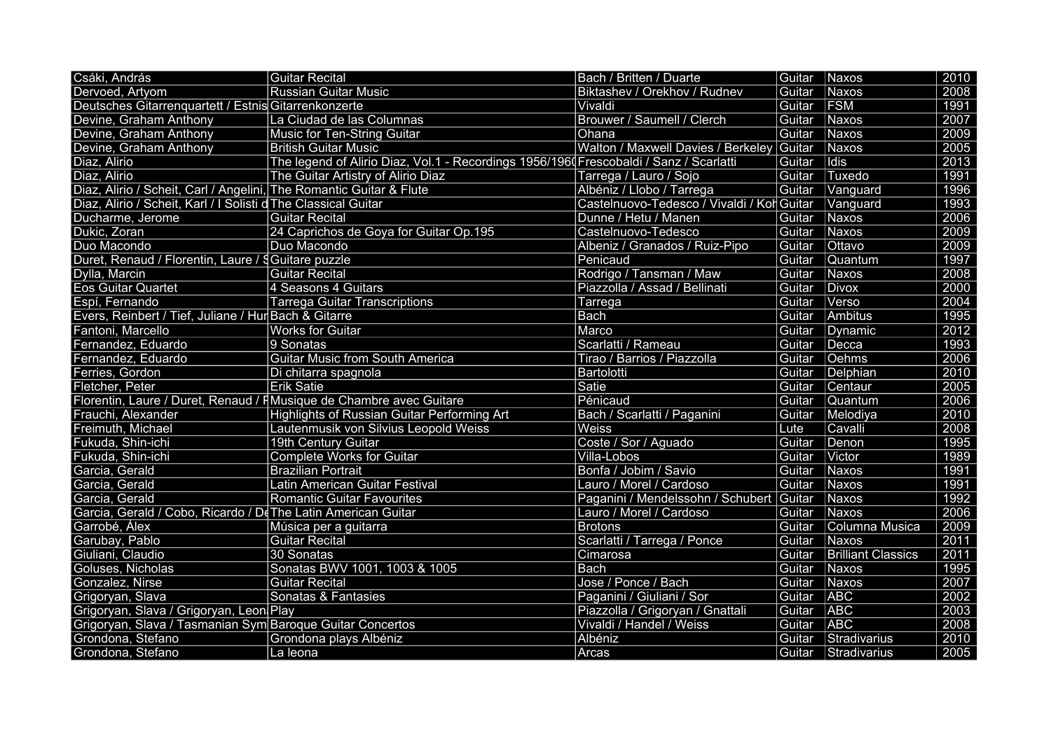| | | | | | |
|---|---|---|---|---|---|
| Csáki, András | Guitar Recital | Bach / Britten / Duarte | Guitar | Naxos | 2010 |
| Dervoed, Artyom | Russian Guitar Music | Biktashev / Orekhov / Rudnev | Guitar | Naxos | 2008 |
| Deutsches Gitarrenquartett / Estnis | Gitarrenkonzerte | Vivaldi | Guitar | FSM | 1991 |
| Devine, Graham Anthony | La Ciudad de las Columnas | Brouwer / Saumell / Clerch | Guitar | Naxos | 2007 |
| Devine, Graham Anthony | Music for Ten-String Guitar | Ohana | Guitar | Naxos | 2009 |
| Devine, Graham Anthony | British Guitar Music | Walton / Maxwell Davies / Berkeley | Guitar | Naxos | 2005 |
| Diaz, Alirio | The legend of Alirio Diaz, Vol.1 - Recordings 1956/1960 | Frescobaldi / Sanz / Scarlatti | Guitar | Idis | 2013 |
| Diaz, Alirio | The Guitar Artistry of Alirio Diaz | Tarrega / Lauro / Sojo | Guitar | Tuxedo | 1991 |
| Diaz, Alirio / Scheit, Carl / Angelini, | The Romantic Guitar & Flute | Albéniz / Llobo / Tarrega | Guitar | Vanguard | 1996 |
| Diaz, Alirio / Scheit, Karl / I Solisti d | The Classical Guitar | Castelnuovo-Tedesco / Vivaldi / Koh | Guitar | Vanguard | 1993 |
| Ducharme, Jerome | Guitar Recital | Dunne / Hetu / Manen | Guitar | Naxos | 2006 |
| Dukic, Zoran | 24 Caprichos de Goya for Guitar Op.195 | Castelnuovo-Tedesco | Guitar | Naxos | 2009 |
| Duo Macondo | Duo Macondo | Albeniz / Granados / Ruiz-Pipo | Guitar | Ottavo | 2009 |
| Duret, Renaud / Florentin, Laure / S | Guitare puzzle | Penicaud | Guitar | Quantum | 1997 |
| Dylla, Marcin | Guitar Recital | Rodrigo / Tansman / Maw | Guitar | Naxos | 2008 |
| Eos Guitar Quartet | 4 Seasons 4 Guitars | Piazzolla / Assad / Bellinati | Guitar | Divox | 2000 |
| Espí, Fernando | Tarrega Guitar Transcriptions | Tarrega | Guitar | Verso | 2004 |
| Evers, Reinbert / Tief, Juliane / Hur | Bach & Gitarre | Bach | Guitar | Ambitus | 1995 |
| Fantoni, Marcello | Works for Guitar | Marco | Guitar | Dynamic | 2012 |
| Fernandez, Eduardo | 9 Sonatas | Scarlatti / Rameau | Guitar | Decca | 1993 |
| Fernandez, Eduardo | Guitar Music from South America | Tirao / Barrios / Piazzolla | Guitar | Oehms | 2006 |
| Ferries, Gordon | Di chitarra spagnola | Bartolotti | Guitar | Delphian | 2010 |
| Fletcher, Peter | Erik Satie | Satie | Guitar | Centaur | 2005 |
| Florentin, Laure / Duret, Renaud / F | Musique de Chambre avec Guitare | Pénicaud | Guitar | Quantum | 2006 |
| Frauchi, Alexander | Highlights of Russian Guitar Performing Art | Bach / Scarlatti / Paganini | Guitar | Melodiya | 2010 |
| Freimuth, Michael | Lautenmusik von Silvius Leopold Weiss | Weiss | Lute | Cavalli | 2008 |
| Fukuda, Shin-ichi | 19th Century Guitar | Coste / Sor / Aguado | Guitar | Denon | 1995 |
| Fukuda, Shin-ichi | Complete Works for Guitar | Villa-Lobos | Guitar | Victor | 1989 |
| Garcia, Gerald | Brazilian Portrait | Bonfa / Jobim / Savio | Guitar | Naxos | 1991 |
| Garcia, Gerald | Latin American Guitar Festival | Lauro / Morel / Cardoso | Guitar | Naxos | 1991 |
| Garcia, Gerald | Romantic Guitar Favourites | Paganini / Mendelssohn / Schubert | Guitar | Naxos | 1992 |
| Garcia, Gerald / Cobo, Ricardo / De | The Latin American Guitar | Lauro / Morel / Cardoso | Guitar | Naxos | 2006 |
| Garrobé, Àlex | Música per a guitarra | Brotons | Guitar | Columna Musica | 2009 |
| Garubay, Pablo | Guitar Recital | Scarlatti / Tarrega / Ponce | Guitar | Naxos | 2011 |
| Giuliani, Claudio | 30 Sonatas | Cimarosa | Guitar | Brilliant Classics | 2011 |
| Goluses, Nicholas | Sonatas BWV 1001, 1003 & 1005 | Bach | Guitar | Naxos | 1995 |
| Gonzalez, Nirse | Guitar Recital | Jose / Ponce / Bach | Guitar | Naxos | 2007 |
| Grigoryan, Slava | Sonatas & Fantasies | Paganini / Giuliani / Sor | Guitar | ABC | 2002 |
| Grigoryan, Slava / Grigoryan, Leon | Play | Piazzolla / Grigoryan / Gnattali | Guitar | ABC | 2003 |
| Grigoryan, Slava / Tasmanian Sym | Baroque Guitar Concertos | Vivaldi / Handel / Weiss | Guitar | ABC | 2008 |
| Grondona, Stefano | Grondona plays Albéniz | Albéniz | Guitar | Stradivarius | 2010 |
| Grondona, Stefano | La leona | Arcas | Guitar | Stradivarius | 2005 |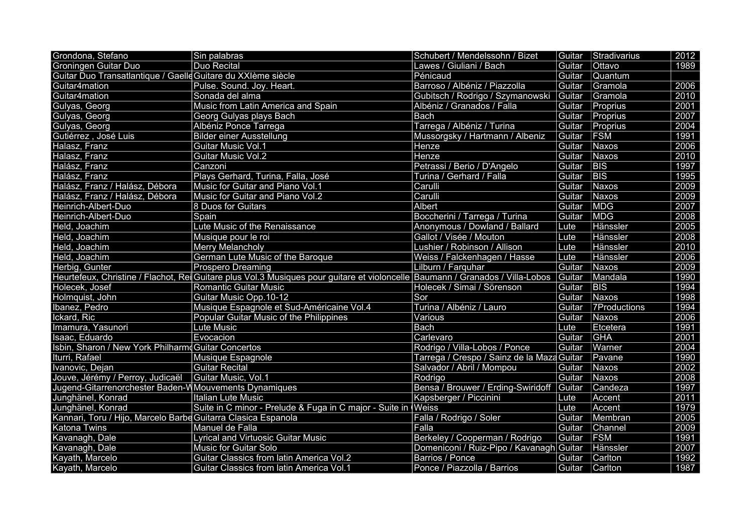| Grondona, Stefano | Sin palabras | Schubert / Mendelssohn / Bizet | Guitar | Stradivarius | 2012 |
|---|---|---|---|---|---|
| Groningen Guitar Duo | Duo Recital | Lawes / Giuliani / Bach | Guitar | Ottavo | 1989 |
| Guitar Duo Transatlantique / Gaelle | Guitare du XXIème siècle | Pénicaud | Guitar | Quantum | |
| Guitar4mation | Pulse. Sound. Joy. Heart. | Barroso / Albéniz / Piazzolla | Guitar | Gramola | 2006 |
| Guitar4mation | Sonada del alma | Gubitsch / Rodrigo / Szymanowski | Guitar | Gramola | 2010 |
| Gulyas, Georg | Music from Latin America and Spain | Albéniz / Granados / Falla | Guitar | Proprius | 2001 |
| Gulyas, Georg | Georg Gulyas plays Bach | Bach | Guitar | Proprius | 2007 |
| Gulyas, Georg | Albéniz Ponce Tarrega | Tarrega / Albéniz / Turina | Guitar | Proprius | 2004 |
| Gutiérrez , José Luis | Bilder einer Ausstellung | Mussorgsky / Hartmann / Albeniz | Guitar | FSM | 1991 |
| Halasz, Franz | Guitar Music Vol.1 | Henze | Guitar | Naxos | 2006 |
| Halasz, Franz | Guitar Music Vol.2 | Henze | Guitar | Naxos | 2010 |
| Halász, Franz | Canzoni | Petrassi / Berio / D'Angelo | Guitar | BIS | 1997 |
| Halász, Franz | Plays Gerhard, Turina, Falla, José | Turina / Gerhard / Falla | Guitar | BIS | 1995 |
| Halász, Franz / Halász, Débora | Music for Guitar and Piano Vol.1 | Carulli | Guitar | Naxos | 2009 |
| Halász, Franz / Halász, Débora | Music for Guitar and Piano Vol.2 | Carulli | Guitar | Naxos | 2009 |
| Heinrich-Albert-Duo | 8 Duos for Guitars | Albert | Guitar | MDG | 2007 |
| Heinrich-Albert-Duo | Spain | Boccherini / Tarrega / Turina | Guitar | MDG | 2008 |
| Held, Joachim | Lute Music of the Renaissance | Anonymous / Dowland / Ballard | Lute | Hänssler | 2005 |
| Held, Joachim | Musique pour le roi | Gallot / Visée / Mouton | Lute | Hänssler | 2008 |
| Held, Joachim | Merry Melancholy | Lushier / Robinson / Allison | Lute | Hänssler | 2010 |
| Held, Joachim | German Lute Music of the Baroque | Weiss / Falckenhagen / Hasse | Lute | Hänssler | 2006 |
| Herbig, Gunter | Prospero Dreaming | Lilburn / Farquhar | Guitar | Naxos | 2009 |
| Heurtefeux, Christine / Flachot, Rei | Guitare plus Vol.3 Musiques pour guitare et violoncelle | Baumann / Granados / Villa-Lobos | Guitar | Mandala | 1990 |
| Holecek, Josef | Romantic Guitar Music | Holecek / Simai / Sörenson | Guitar | BIS | 1994 |
| Holmquist, John | Guitar Music Opp.10-12 | Sor | Guitar | Naxos | 1998 |
| Ibanez, Pedro | Musique Espagnole et Sud-Américaine Vol.4 | Turina / Albéniz / Lauro | Guitar | 7Productions | 1994 |
| Ickard, Ric | Popular Guitar Music of the Philippines | Various | Guitar | Naxos | 2006 |
| Imamura, Yasunori | Lute Music | Bach | Lute | Etcetera | 1991 |
| Isaac, Eduardo | Evocacion | Carlevaro | Guitar | GHA | 2001 |
| Isbin, Sharon / New York Philharmo | Guitar Concertos | Rodrigo / Villa-Lobos / Ponce | Guitar | Warner | 2004 |
| Iturri, Rafael | Musique Espagnole | Tarrega / Crespo / Sainz de la Maza | Guitar | Pavane | 1990 |
| Ivanovic, Dejan | Guitar Recital | Salvador / Abril / Mompou | Guitar | Naxos | 2002 |
| Jouve, Jérémy / Perroy, Judicaël | Guitar Music, Vol.1 | Rodrigo | Guitar | Naxos | 2008 |
| Jugend-Gitarrenorchester Baden-W | Mouvements Dynamiques | Bensa / Brouwer / Erding-Swiridoff | Guitar | Candeza | 1997 |
| Junghänel, Konrad | Italian Lute Music | Kapsberger / Piccinini | Lute | Accent | 2011 |
| Junghänel, Konrad | Suite in C minor - Prelude & Fuga in C major - Suite in ( | Weiss | Lute | Accent | 1979 |
| Kannari, Toru / Hijo, Marcelo Barbe | Guitarra Clasica Espanola | Falla / Rodrigo / Soler | Guitar | Membran | 2005 |
| Katona Twins | Manuel de Falla | Falla | Guitar | Channel | 2009 |
| Kavanagh, Dale | Lyrical and Virtuosic Guitar Music | Berkeley / Cooperman / Rodrigo | Guitar | FSM | 1991 |
| Kavanagh, Dale | Music for Guitar Solo | Domeniconi / Ruiz-Pipo / Kavanagh | Guitar | Hänssler | 2007 |
| Kayath, Marcelo | Guitar Classics from latin America Vol.2 | Barrios / Ponce | Guitar | Carlton | 1992 |
| Kayath, Marcelo | Guitar Classics from latin America Vol.1 | Ponce / Piazzolla / Barrios | Guitar | Carlton | 1987 |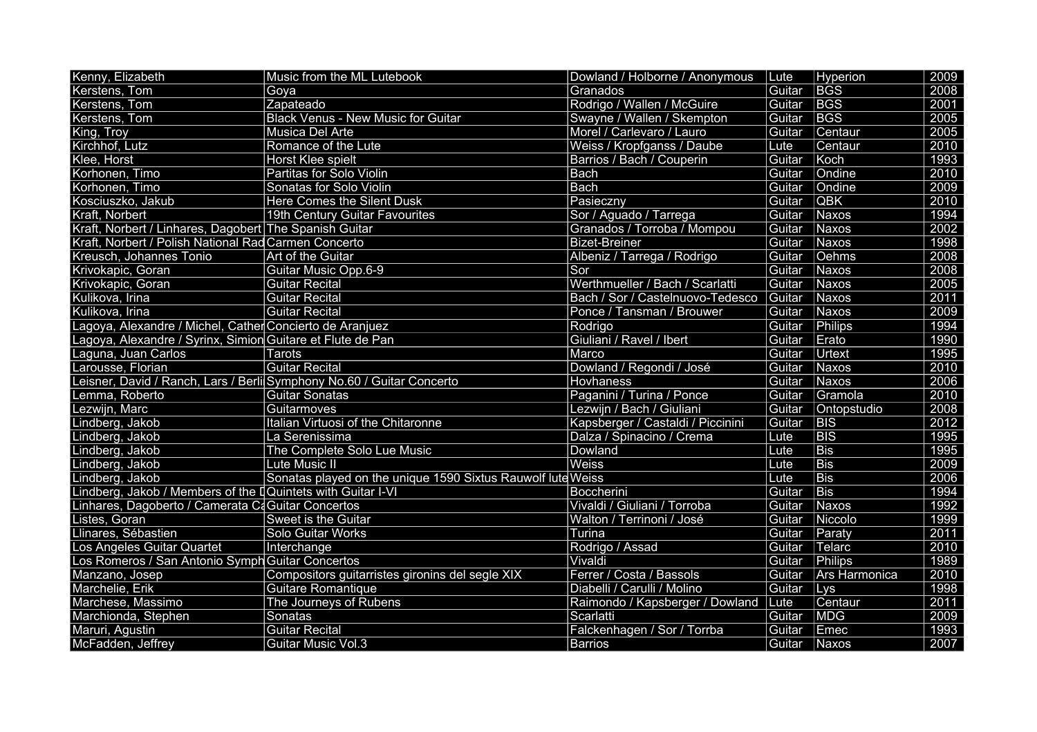| Kenny, Elizabeth | Music from the ML Lutebook | Dowland / Holborne / Anonymous | Lute | Hyperion | 2009 |
|---|---|---|---|---|---|
| Kerstens, Tom | Goya | Granados | Guitar | BGS | 2008 |
| Kerstens, Tom | Zapateado | Rodrigo / Wallen / McGuire | Guitar | BGS | 2001 |
| Kerstens, Tom | Black Venus - New Music for Guitar | Swayne / Wallen / Skempton | Guitar | BGS | 2005 |
| King, Troy | Musica Del Arte | Morel / Carlevaro / Lauro | Guitar | Centaur | 2005 |
| Kirchhof, Lutz | Romance of the Lute | Weiss / Kropfganss / Daube | Lute | Centaur | 2010 |
| Klee, Horst | Horst Klee spielt | Barrios / Bach / Couperin | Guitar | Koch | 1993 |
| Korhonen, Timo | Partitas for Solo Violin | Bach | Guitar | Ondine | 2010 |
| Korhonen, Timo | Sonatas for Solo Violin | Bach | Guitar | Ondine | 2009 |
| Kosciuszko, Jakub | Here Comes the Silent Dusk | Pasieczny | Guitar | QBK | 2010 |
| Kraft, Norbert | 19th Century Guitar Favourites | Sor / Aguado / Tarrega | Guitar | Naxos | 1994 |
| Kraft, Norbert / Linhares, Dagobert | The Spanish Guitar | Granados / Torroba / Mompou | Guitar | Naxos | 2002 |
| Kraft, Norbert / Polish National Rad | Carmen Concerto | Bizet-Breiner | Guitar | Naxos | 1998 |
| Kreusch, Johannes Tonio | Art of the Guitar | Albeniz / Tarrega / Rodrigo | Guitar | Oehms | 2008 |
| Krivokapic, Goran | Guitar Music Opp.6-9 | Sor | Guitar | Naxos | 2008 |
| Krivokapic, Goran | Guitar Recital | Werthmueller / Bach / Scarlatti | Guitar | Naxos | 2005 |
| Kulikova, Irina | Guitar Recital | Bach / Sor / Castelnuovo-Tedesco | Guitar | Naxos | 2011 |
| Kulikova, Irina | Guitar Recital | Ponce / Tansman / Brouwer | Guitar | Naxos | 2009 |
| Lagoya, Alexandre / Michel, Cather | Concierto de Aranjuez | Rodrigo | Guitar | Philips | 1994 |
| Lagoya, Alexandre / Syrinx, Simion | Guitare et Flute de Pan | Giuliani / Ravel / Ibert | Guitar | Erato | 1990 |
| Laguna, Juan Carlos | Tarots | Marco | Guitar | Urtext | 1995 |
| Larousse, Florian | Guitar Recital | Dowland / Regondi / José | Guitar | Naxos | 2010 |
| Leisner, David / Ranch, Lars / Berli | Symphony No.60 / Guitar Concerto | Hovhaness | Guitar | Naxos | 2006 |
| Lemma, Roberto | Guitar Sonatas | Paganini / Turina / Ponce | Guitar | Gramola | 2010 |
| Lezwijn, Marc | Guitarmoves | Lezwijn / Bach / Giuliani | Guitar | Ontopstudio | 2008 |
| Lindberg, Jakob | Italian Virtuosi of the Chitaronne | Kapsberger / Castaldi / Piccinini | Guitar | BIS | 2012 |
| Lindberg, Jakob | La Serenissima | Dalza / Spinacino / Crema | Lute | BIS | 1995 |
| Lindberg, Jakob | The Complete Solo Lue Music | Dowland | Lute | Bis | 1995 |
| Lindberg, Jakob | Lute Music II | Weiss | Lute | Bis | 2009 |
| Lindberg, Jakob | Sonatas played on the unique 1590 Sixtus Rauwolf lute | Weiss | Lute | Bis | 2006 |
| Lindberg, Jakob / Members of the D | Quintets with Guitar I-VI | Boccherini | Guitar | Bis | 1994 |
| Linhares, Dagoberto / Camerata Ca | Guitar Concertos | Vivaldi / Giuliani / Torroba | Guitar | Naxos | 1992 |
| Listes, Goran | Sweet is the Guitar | Walton / Terrinoni / José | Guitar | Niccolo | 1999 |
| Llinares, Sébastien | Solo Guitar Works | Turina | Guitar | Paraty | 2011 |
| Los Angeles Guitar Quartet | Interchange | Rodrigo / Assad | Guitar | Telarc | 2010 |
| Los Romeros / San Antonio Symph | Guitar Concertos | Vivaldi | Guitar | Philips | 1989 |
| Manzano, Josep | Compositors guitarristes gironins del segle XIX | Ferrer / Costa / Bassols | Guitar | Ars Harmonica | 2010 |
| Marchelie, Erik | Guitare Romantique | Diabelli / Carulli / Molino | Guitar | Lys | 1998 |
| Marchese, Massimo | The Journeys of Rubens | Raimondo / Kapsberger / Dowland | Lute | Centaur | 2011 |
| Marchionda, Stephen | Sonatas | Scarlatti | Guitar | MDG | 2009 |
| Maruri, Agustin | Guitar Recital | Falckenhagen / Sor / Torrba | Guitar | Emec | 1993 |
| McFadden, Jeffrey | Guitar Music Vol.3 | Barrios | Guitar | Naxos | 2007 |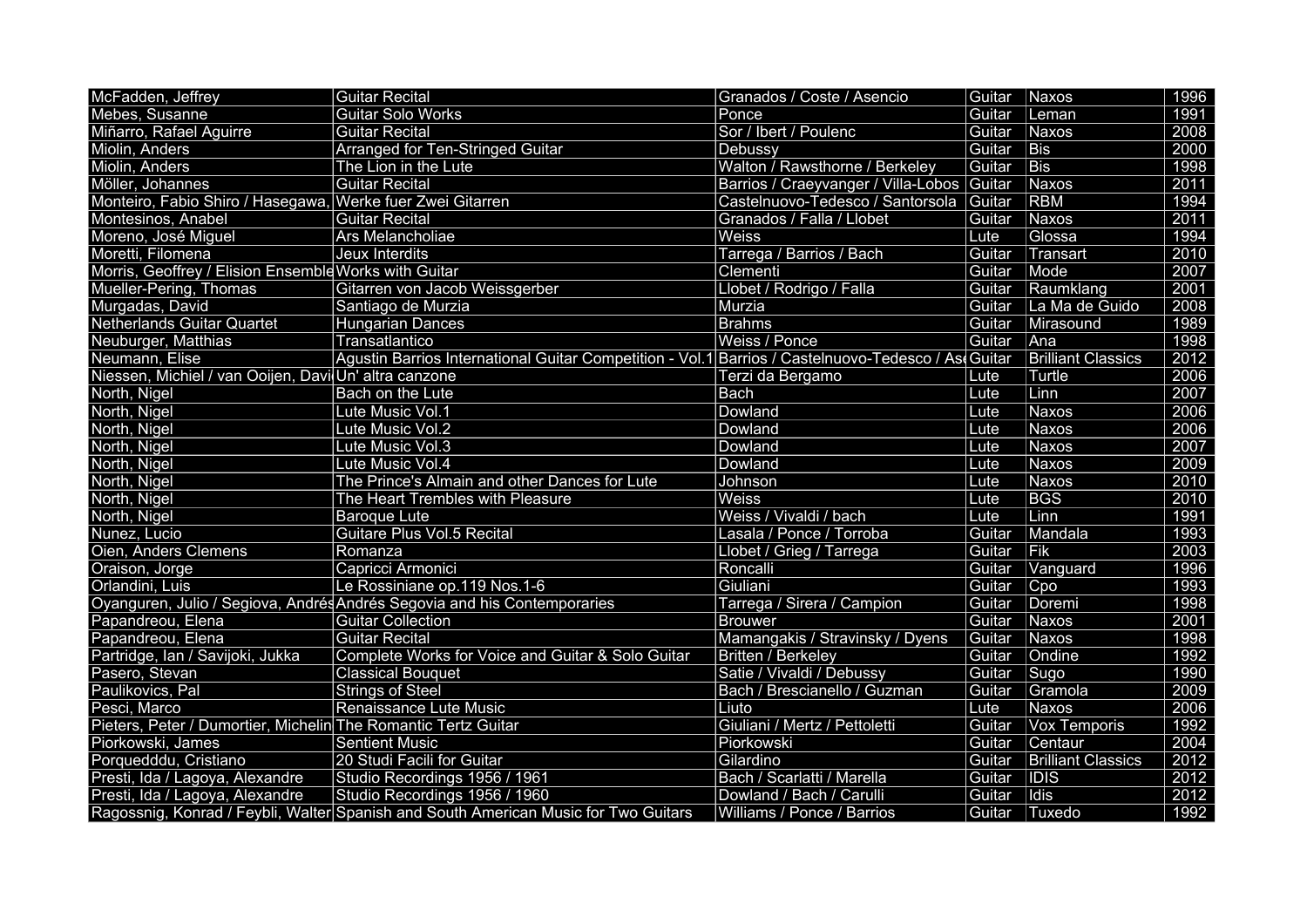| McFadden, Jeffrey | Guitar Recital | Granados / Coste / Asencio | Guitar | Naxos | 1996 |
|---|---|---|---|---|---|
| Mebes, Susanne | Guitar Solo Works | Ponce | Guitar | Leman | 1991 |
| Miñarro, Rafael Aguirre | Guitar Recital | Sor / Ibert / Poulenc | Guitar | Naxos | 2008 |
| Miolin, Anders | Arranged for Ten-Stringed Guitar | Debussy | Guitar | Bis | 2000 |
| Miolin, Anders | The Lion in the Lute | Walton / Rawsthorne / Berkeley | Guitar | Bis | 1998 |
| Möller, Johannes | Guitar Recital | Barrios / Craeyvanger / Villa-Lobos | Guitar | Naxos | 2011 |
| Monteiro, Fabio Shiro / Hasegawa, | Werke fuer Zwei Gitarren | Castelnuovo-Tedesco / Santorsola | Guitar | RBM | 1994 |
| Montesinos, Anabel | Guitar Recital | Granados / Falla / Llobet | Guitar | Naxos | 2011 |
| Moreno, José Miguel | Ars Melancholiae | Weiss | Lute | Glossa | 1994 |
| Moretti, Filomena | Jeux Interdits | Tarrega / Barrios / Bach | Guitar | Transart | 2010 |
| Morris, Geoffrey / Elision Ensemble | Works with Guitar | Clementi | Guitar | Mode | 2007 |
| Mueller-Pering, Thomas | Gitarren von Jacob Weissgerber | Llobet / Rodrigo / Falla | Guitar | Raumklang | 2001 |
| Murgadas, David | Santiago de Murzia | Murzia | Guitar | La Ma de Guido | 2008 |
| Netherlands Guitar Quartet | Hungarian Dances | Brahms | Guitar | Mirasound | 1989 |
| Neuburger, Matthias | Transatlantico | Weiss / Ponce | Guitar | Ana | 1998 |
| Neumann, Elise | Agustin Barrios International Guitar Competition - Vol.1 | Barrios / Castelnuovo-Tedesco / As | Guitar | Brilliant Classics | 2012 |
| Niessen, Michiel / van Ooijen, Davi | Un' altra canzone | Terzi da Bergamo | Lute | Turtle | 2006 |
| North, Nigel | Bach on the Lute | Bach | Lute | Linn | 2007 |
| North, Nigel | Lute Music Vol.1 | Dowland | Lute | Naxos | 2006 |
| North, Nigel | Lute Music Vol.2 | Dowland | Lute | Naxos | 2006 |
| North, Nigel | Lute Music Vol.3 | Dowland | Lute | Naxos | 2007 |
| North, Nigel | Lute Music Vol.4 | Dowland | Lute | Naxos | 2009 |
| North, Nigel | The Prince's Almain and other Dances for Lute | Johnson | Lute | Naxos | 2010 |
| North, Nigel | The Heart Trembles with Pleasure | Weiss | Lute | BGS | 2010 |
| North, Nigel | Baroque Lute | Weiss / Vivaldi / bach | Lute | Linn | 1991 |
| Nunez, Lucio | Guitare Plus Vol.5 Recital | Lasala / Ponce / Torroba | Guitar | Mandala | 1993 |
| Oien, Anders Clemens | Romanza | Llobet / Grieg / Tarrega | Guitar | Fik | 2003 |
| Oraison, Jorge | Capricci Armonici | Roncalli | Guitar | Vanguard | 1996 |
| Orlandini, Luis | Le Rossiniane op.119 Nos.1-6 | Giuliani | Guitar | Cpo | 1993 |
| Oyanguren, Julio / Segiova, Andrés | Andrés Segovia and his Contemporaries | Tarrega / Sirera / Campion | Guitar | Doremi | 1998 |
| Papandreou, Elena | Guitar Collection | Brouwer | Guitar | Naxos | 2001 |
| Papandreou, Elena | Guitar Recital | Mamangakis / Stravinsky / Dyens | Guitar | Naxos | 1998 |
| Partridge, Ian / Savijoki, Jukka | Complete Works for Voice and Guitar & Solo Guitar | Britten / Berkeley | Guitar | Ondine | 1992 |
| Pasero, Stevan | Classical Bouquet | Satie / Vivaldi / Debussy | Guitar | Sugo | 1990 |
| Paulikovics, Pal | Strings of Steel | Bach / Brescianello / Guzman | Guitar | Gramola | 2009 |
| Pesci, Marco | Renaissance Lute Music | Liuto | Lute | Naxos | 2006 |
| Pieters, Peter / Dumortier, Michelin | The Romantic Tertz Guitar | Giuliani / Mertz / Pettoletti | Guitar | Vox Temporis | 1992 |
| Piorkowski, James | Sentient Music | Piorkowski | Guitar | Centaur | 2004 |
| Porquedddu, Cristiano | 20 Studi Facili for Guitar | Gilardino | Guitar | Brilliant Classics | 2012 |
| Presti, Ida / Lagoya, Alexandre | Studio Recordings 1956 / 1961 | Bach / Scarlatti / Marella | Guitar | IDIS | 2012 |
| Presti, Ida / Lagoya, Alexandre | Studio Recordings 1956 / 1960 | Dowland / Bach / Carulli | Guitar | Idis | 2012 |
| Ragossnig, Konrad / Feybli, Walter | Spanish and South American Music for Two Guitars | Williams / Ponce / Barrios | Guitar | Tuxedo | 1992 |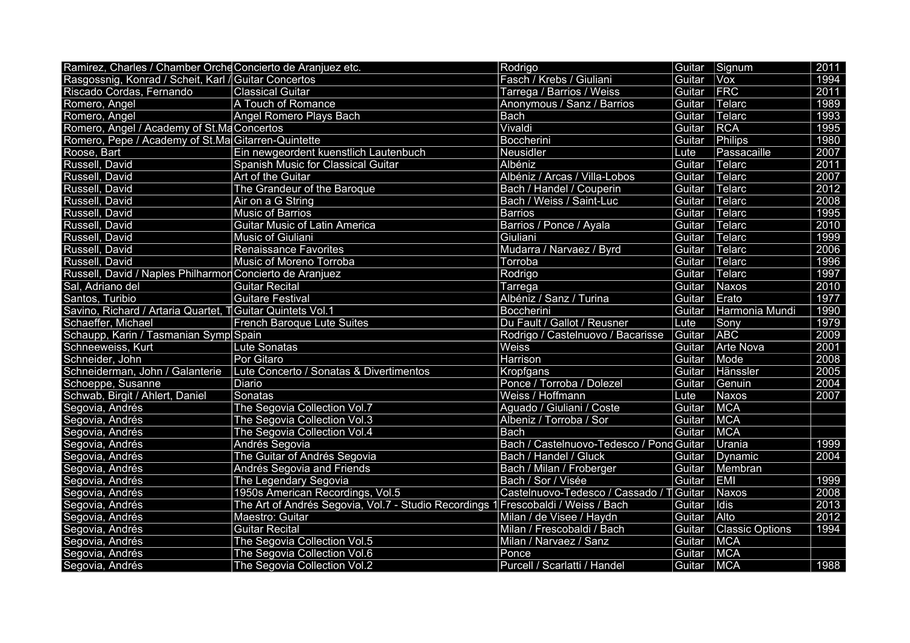| | | | | | |
|---|---|---|---|---|---|
| Ramirez, Charles / Chamber Orche | Concierto de Aranjuez etc. | Rodrigo | Guitar | Signum | 2011 |
| Rasgossnig, Konrad / Scheit, Karl / | Guitar Concertos | Fasch / Krebs / Giuliani | Guitar | Vox | 1994 |
| Riscado Cordas, Fernando | Classical Guitar | Tarrega / Barrios / Weiss | Guitar | FRC | 2011 |
| Romero, Angel | A Touch of Romance | Anonymous / Sanz / Barrios | Guitar | Telarc | 1989 |
| Romero, Angel | Angel Romero Plays Bach | Bach | Guitar | Telarc | 1993 |
| Romero, Angel / Academy of St.Ma | Concertos | Vivaldi | Guitar | RCA | 1995 |
| Romero, Pepe / Academy of St.Ma | Gitarren-Quintette | Boccherini | Guitar | Philips | 1980 |
| Roose, Bart | Ein newgeordent kuenstlich Lautenbuch | Neusidler | Lute | Passacaille | 2007 |
| Russell, David | Spanish Music for Classical Guitar | Albéniz | Guitar | Telarc | 2011 |
| Russell, David | Art of the Guitar | Albéniz / Arcas / Villa-Lobos | Guitar | Telarc | 2007 |
| Russell, David | The Grandeur of the Baroque | Bach / Handel / Couperin | Guitar | Telarc | 2012 |
| Russell, David | Air on a G String | Bach / Weiss / Saint-Luc | Guitar | Telarc | 2008 |
| Russell, David | Music of Barrios | Barrios | Guitar | Telarc | 1995 |
| Russell, David | Guitar Music of Latin America | Barrios / Ponce / Ayala | Guitar | Telarc | 2010 |
| Russell, David | Music of Giuliani | Giuliani | Guitar | Telarc | 1999 |
| Russell, David | Renaissance Favorites | Mudarra / Narvaez / Byrd | Guitar | Telarc | 2006 |
| Russell, David | Music of Moreno Torroba | Torroba | Guitar | Telarc | 1996 |
| Russell, David / Naples Philharmon | Concierto de Aranjuez | Rodrigo | Guitar | Telarc | 1997 |
| Sal, Adriano del | Guitar Recital | Tarrega | Guitar | Naxos | 2010 |
| Santos, Turibio | Guitare Festival | Albéniz / Sanz / Turina | Guitar | Erato | 1977 |
| Savino, Richard / Artaria Quartet, T | Guitar Quintets Vol.1 | Boccherini | Guitar | Harmonia Mundi | 1990 |
| Schaeffer, Michael | French Baroque Lute Suites | Du Fault / Gallot / Reusner | Lute | Sony | 1979 |
| Schaupp, Karin / Tasmanian Symp | Spain | Rodrigo / Castelnuovo / Bacarisse | Guitar | ABC | 2009 |
| Schneeweiss, Kurt | Lute Sonatas | Weiss | Guitar | Arte Nova | 2001 |
| Schneider, John | Por Gitaro | Harrison | Guitar | Mode | 2008 |
| Schneiderman, John / Galanterie | Lute Concerto / Sonatas & Divertimentos | Kropfgans | Guitar | Hänssler | 2005 |
| Schoeppe, Susanne | Diario | Ponce / Torroba / Dolezel | Guitar | Genuin | 2004 |
| Schwab, Birgit / Ahlert, Daniel | Sonatas | Weiss / Hoffmann | Lute | Naxos | 2007 |
| Segovia, Andrés | The Segovia Collection Vol.7 | Aguado / Giuliani / Coste | Guitar | MCA | |
| Segovia, Andrés | The Segovia Collection Vol.3 | Albeniz / Torroba / Sor | Guitar | MCA | |
| Segovia, Andrés | The Segovia Collection Vol.4 | Bach | Guitar | MCA | |
| Segovia, Andrés | Andrés Segovia | Bach / Castelnuovo-Tedesco / Ponc | Guitar | Urania | 1999 |
| Segovia, Andrés | The Guitar of Andrés Segovia | Bach / Handel / Gluck | Guitar | Dynamic | 2004 |
| Segovia, Andrés | Andrés Segovia and Friends | Bach / Milan / Froberger | Guitar | Membran | |
| Segovia, Andrés | The Legendary Segovia | Bach / Sor / Visée | Guitar | EMI | 1999 |
| Segovia, Andrés | 1950s American Recordings, Vol.5 | Castelnuovo-Tedesco / Cassado / T | Guitar | Naxos | 2008 |
| Segovia, Andrés | The Art of Andrés Segovia, Vol.7 - Studio Recordings 1 | Frescobaldi / Weiss / Bach | Guitar | Idis | 2013 |
| Segovia, Andrés | Maestro: Guitar | Milan / de Visee / Haydn | Guitar | Alto | 2012 |
| Segovia, Andrés | Guitar Recital | Milan / Frescobaldi / Bach | Guitar | Classic Options | 1994 |
| Segovia, Andrés | The Segovia Collection Vol.5 | Milan / Narvaez / Sanz | Guitar | MCA | |
| Segovia, Andrés | The Segovia Collection Vol.6 | Ponce | Guitar | MCA | |
| Segovia, Andrés | The Segovia Collection Vol.2 | Purcell / Scarlatti / Handel | Guitar | MCA | 1988 |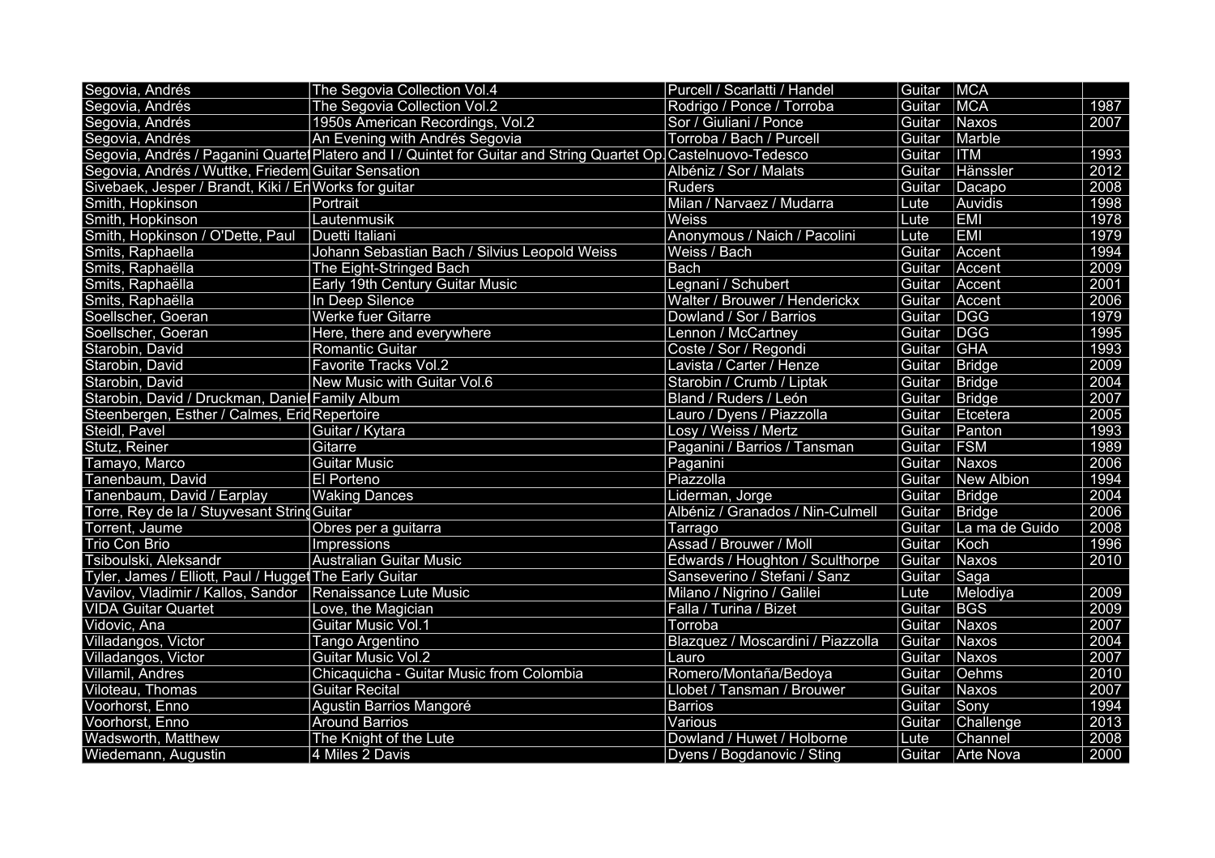| Segovia, Andrés | The Segovia Collection Vol.4 | Purcell / Scarlatti / Handel | Guitar | MCA | |
|---|---|---|---|---|---|
| Segovia, Andrés | The Segovia Collection Vol.2 | Rodrigo / Ponce / Torroba | Guitar | MCA | 1987 |
| Segovia, Andrés | 1950s American Recordings, Vol.2 | Sor / Giuliani / Ponce | Guitar | Naxos | 2007 |
| Segovia, Andrés | An Evening with Andrés Segovia | Torroba / Bach / Purcell | Guitar | Marble | |
| Segovia, Andrés / Paganini Quartet | Platero and I / Quintet for Guitar and String Quartet Op. | Castelnuovo-Tedesco | Guitar | ITM | 1993 |
| Segovia, Andrés / Wuttke, Friedem | Guitar Sensation | Albéniz / Sor / Malats | Guitar | Hänssler | 2012 |
| Sivebaek, Jesper / Brandt, Kiki / En | Works for guitar | Ruders | Guitar | Dacapo | 2008 |
| Smith, Hopkinson | Portrait | Milan / Narvaez / Mudarra | Lute | Auvidis | 1998 |
| Smith, Hopkinson | Lautenmusik | Weiss | Lute | EMI | 1978 |
| Smith, Hopkinson / O'Dette, Paul | Duetti Italiani | Anonymous / Naich / Pacolini | Lute | EMI | 1979 |
| Smits, Raphaella | Johann Sebastian Bach / Silvius Leopold Weiss | Weiss / Bach | Guitar | Accent | 1994 |
| Smits, Raphaëlla | The Eight-Stringed Bach | Bach | Guitar | Accent | 2009 |
| Smits, Raphaëlla | Early 19th Century Guitar Music | Legnani / Schubert | Guitar | Accent | 2001 |
| Smits, Raphaëlla | In Deep Silence | Walter / Brouwer / Henderickx | Guitar | Accent | 2006 |
| Soellscher, Goeran | Werke fuer Gitarre | Dowland / Sor / Barrios | Guitar | DGG | 1979 |
| Soellscher, Goeran | Here, there and everywhere | Lennon / McCartney | Guitar | DGG | 1995 |
| Starobin, David | Romantic Guitar | Coste / Sor / Regondi | Guitar | GHA | 1993 |
| Starobin, David | Favorite Tracks Vol.2 | Lavista / Carter / Henze | Guitar | Bridge | 2009 |
| Starobin, David | New Music with Guitar Vol.6 | Starobin / Crumb / Liptak | Guitar | Bridge | 2004 |
| Starobin, David / Druckman, Daniel | Family Album | Bland / Ruders / León | Guitar | Bridge | 2007 |
| Steenbergen, Esther / Calmes, Eric | Repertoire | Lauro / Dyens / Piazzolla | Guitar | Etcetera | 2005 |
| Steidl, Pavel | Guitar / Kytara | Losy / Weiss / Mertz | Guitar | Panton | 1993 |
| Stutz, Reiner | Gitarre | Paganini / Barrios / Tansman | Guitar | FSM | 1989 |
| Tamayo, Marco | Guitar Music | Paganini | Guitar | Naxos | 2006 |
| Tanenbaum, David | El Porteno | Piazzolla | Guitar | New Albion | 1994 |
| Tanenbaum, David / Earplay | Waking Dances | Liderman, Jorge | Guitar | Bridge | 2004 |
| Torre, Rey de la / Stuyvesant String | Guitar | Albéniz / Granados / Nin-Culmell | Guitar | Bridge | 2006 |
| Torrent, Jaume | Obres per a guitarra | Tarrago | Guitar | La ma de Guido | 2008 |
| Trio Con Brio | Impressions | Assad / Brouwer / Moll | Guitar | Koch | 1996 |
| Tsiboulski, Aleksandr | Australian Guitar Music | Edwards / Houghton / Sculthorpe | Guitar | Naxos | 2010 |
| Tyler, James / Elliott, Paul / Hugget | The Early Guitar | Sanseverino / Stefani / Sanz | Guitar | Saga | |
| Vavilov, Vladimir / Kallos, Sandor | Renaissance Lute Music | Milano / Nigrino / Galilei | Lute | Melodiya | 2009 |
| VIDA Guitar Quartet | Love, the Magician | Falla / Turina / Bizet | Guitar | BGS | 2009 |
| Vidovic, Ana | Guitar Music Vol.1 | Torroba | Guitar | Naxos | 2007 |
| Villadangos, Victor | Tango Argentino | Blazquez / Moscardini / Piazzolla | Guitar | Naxos | 2004 |
| Villadangos, Victor | Guitar Music Vol.2 | Lauro | Guitar | Naxos | 2007 |
| Villamil, Andres | Chicaquicha - Guitar Music from Colombia | Romero/Montaña/Bedoya | Guitar | Oehms | 2010 |
| Viloteau, Thomas | Guitar Recital | Llobet / Tansman / Brouwer | Guitar | Naxos | 2007 |
| Voorhorst, Enno | Agustin Barrios Mangoré | Barrios | Guitar | Sony | 1994 |
| Voorhorst, Enno | Around Barrios | Various | Guitar | Challenge | 2013 |
| Wadsworth, Matthew | The Knight of the Lute | Dowland / Huwet / Holborne | Lute | Channel | 2008 |
| Wiedemann, Augustin | 4 Miles 2 Davis | Dyens / Bogdanovic / Sting | Guitar | Arte Nova | 2000 |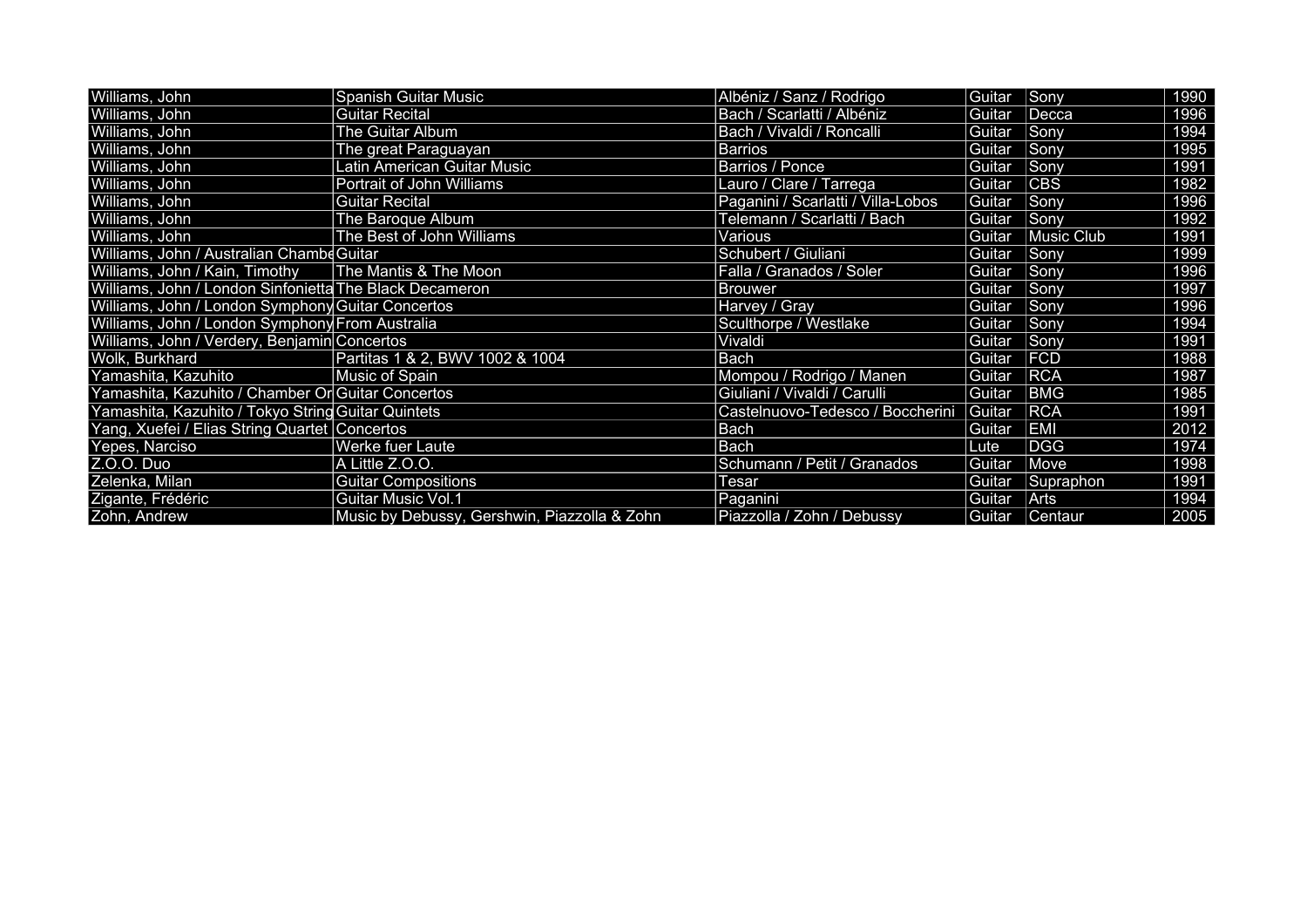| | | | | | |
|---|---|---|---|---|---|
| Williams, John | Spanish Guitar Music | Albéniz / Sanz / Rodrigo | Guitar | Sony | 1990 |
| Williams, John | Guitar Recital | Bach / Scarlatti / Albéniz | Guitar | Decca | 1996 |
| Williams, John | The Guitar Album | Bach / Vivaldi / Roncalli | Guitar | Sony | 1994 |
| Williams, John | The great Paraguayan | Barrios | Guitar | Sony | 1995 |
| Williams, John | Latin American Guitar Music | Barrios / Ponce | Guitar | Sony | 1991 |
| Williams, John | Portrait of John Williams | Lauro / Clare / Tarrega | Guitar | CBS | 1982 |
| Williams, John | Guitar Recital | Paganini / Scarlatti / Villa-Lobos | Guitar | Sony | 1996 |
| Williams, John | The Baroque Album | Telemann / Scarlatti / Bach | Guitar | Sony | 1992 |
| Williams, John | The Best of John Williams | Various | Guitar | Music Club | 1991 |
| Williams, John / Australian Chambe | Guitar | Schubert / Giuliani | Guitar | Sony | 1999 |
| Williams, John / Kain, Timothy | The Mantis & The Moon | Falla / Granados / Soler | Guitar | Sony | 1996 |
| Williams, John / London Sinfonietta | The Black Decameron | Brouwer | Guitar | Sony | 1997 |
| Williams, John / London Symphony | Guitar Concertos | Harvey / Gray | Guitar | Sony | 1996 |
| Williams, John / London Symphony | From Australia | Sculthorpe / Westlake | Guitar | Sony | 1994 |
| Williams, John / Verdery, Benjamin | Concertos | Vivaldi | Guitar | Sony | 1991 |
| Wolk, Burkhard | Partitas 1 & 2, BWV 1002 & 1004 | Bach | Guitar | FCD | 1988 |
| Yamashita, Kazuhito | Music of Spain | Mompou / Rodrigo / Manen | Guitar | RCA | 1987 |
| Yamashita, Kazuhito / Chamber Or | Guitar Concertos | Giuliani / Vivaldi / Carulli | Guitar | BMG | 1985 |
| Yamashita, Kazuhito / Tokyo String | Guitar Quintets | Castelnuovo-Tedesco / Boccherini | Guitar | RCA | 1991 |
| Yang, Xuefei / Elias String Quartet | Concertos | Bach | Guitar | EMI | 2012 |
| Yepes, Narciso | Werke fuer Laute | Bach | Lute | DGG | 1974 |
| Z.O.O. Duo | A Little Z.O.O. | Schumann / Petit / Granados | Guitar | Move | 1998 |
| Zelenka, Milan | Guitar Compositions | Tesar | Guitar | Supraphon | 1991 |
| Zigante, Frédéric | Guitar Music Vol.1 | Paganini | Guitar | Arts | 1994 |
| Zohn, Andrew | Music by Debussy, Gershwin, Piazzolla & Zohn | Piazzolla / Zohn / Debussy | Guitar | Centaur | 2005 |